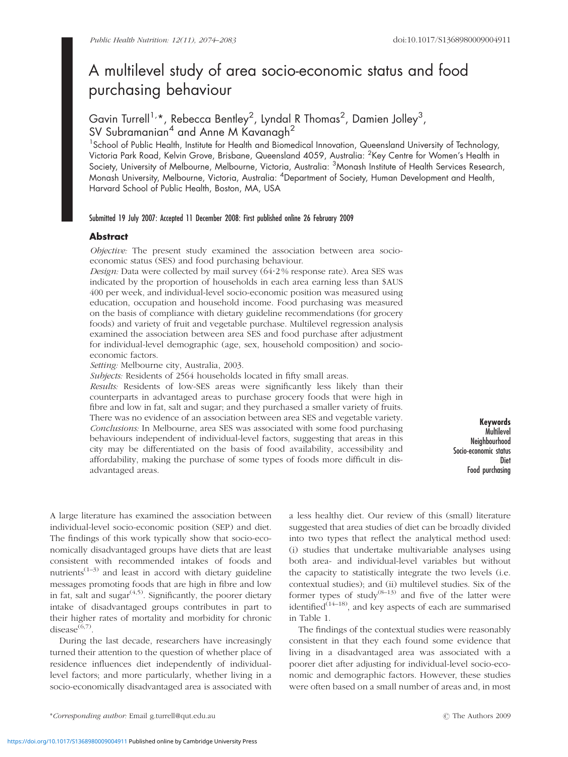# A multilevel study of area socio-economic status and food purchasing behaviour

Gavin Turrell[1,*], Rebecca Bentley[2], Lyndal R Thomas[2], Damien Jolley[3], SV Subramanian[4] and Anne M Kavanagh[2]

[1]School of Public Health, Institute for Health and Biomedical Innovation, Queensland University of Technology, Victoria Park Road, Kelvin Grove, Brisbane, Queensland 4059, Australia: [2]Key Centre for Women's Health in Society, University of Melbourne, Melbourne, Victoria, Australia: [3]Monash Institute of Health Services Research, Monash University, Melbourne, Victoria, Australia: [4]Department of Society, Human Development and Health, Harvard School of Public Health, Boston, MA, USA

Submitted 19 July 2007: Accepted 11 December 2008: First published online 26 February 2009

## Abstract

*Objective:* The present study examined the association between area socio-economic status (SES) and food purchasing behaviour.

*Design:* Data were collected by mail survey (64·2 % response rate). Area SES was indicated by the proportion of households in each area earning less than \$AUS 400 per week, and individual-level socio-economic position was measured using education, occupation and household income. Food purchasing was measured on the basis of compliance with dietary guideline recommendations (for grocery foods) and variety of fruit and vegetable purchase. Multilevel regression analysis examined the association between area SES and food purchase after adjustment for individual-level demographic (age, sex, household composition) and socio-economic factors.

*Setting:* Melbourne city, Australia, 2003.

*Subjects:* Residents of 2564 households located in fifty small areas.

*Results:* Residents of low-SES areas were significantly less likely than their counterparts in advantaged areas to purchase grocery foods that were high in fibre and low in fat, salt and sugar; and they purchased a smaller variety of fruits. There was no evidence of an association between area SES and vegetable variety.

*Conclusions:* In Melbourne, area SES was associated with some food purchasing behaviours independent of individual-level factors, suggesting that areas in this city may be differentiated on the basis of food availability, accessibility and affordability, making the purchase of some types of foods more difficult in disadvantaged areas.

**Keywords**
Multilevel
Neighbourhood
Socio-economic status
Diet
Food purchasing

A large literature has examined the association between individual-level socio-economic position (SEP) and diet. The findings of this work typically show that socio-economically disadvantaged groups have diets that are least consistent with recommended intakes of foods and nutrients[1–3] and least in accord with dietary guideline messages promoting foods that are high in fibre and low in fat, salt and sugar[4,5]. Significantly, the poorer dietary intake of disadvantaged groups contributes in part to their higher rates of mortality and morbidity for chronic disease[6,7].

During the last decade, researchers have increasingly turned their attention to the question of whether place of residence influences diet independently of individual-level factors; and more particularly, whether living in a socio-economically disadvantaged area is associated with a less healthy diet. Our review of this (small) literature suggested that area studies of diet can be broadly divided into two types that reflect the analytical method used: (i) studies that undertake multivariable analyses using both area- and individual-level variables but without the capacity to statistically integrate the two levels (i.e. contextual studies); and (ii) multilevel studies. Six of the former types of study[8–13] and five of the latter were identified[14–18], and key aspects of each are summarised in Table 1.

The findings of the contextual studies were reasonably consistent in that they each found some evidence that living in a disadvantaged area was associated with a poorer diet after adjusting for individual-level socio-economic and demographic factors. However, these studies were often based on a small number of areas and, in most

*Corresponding author: Email g.turrell@qut.edu.au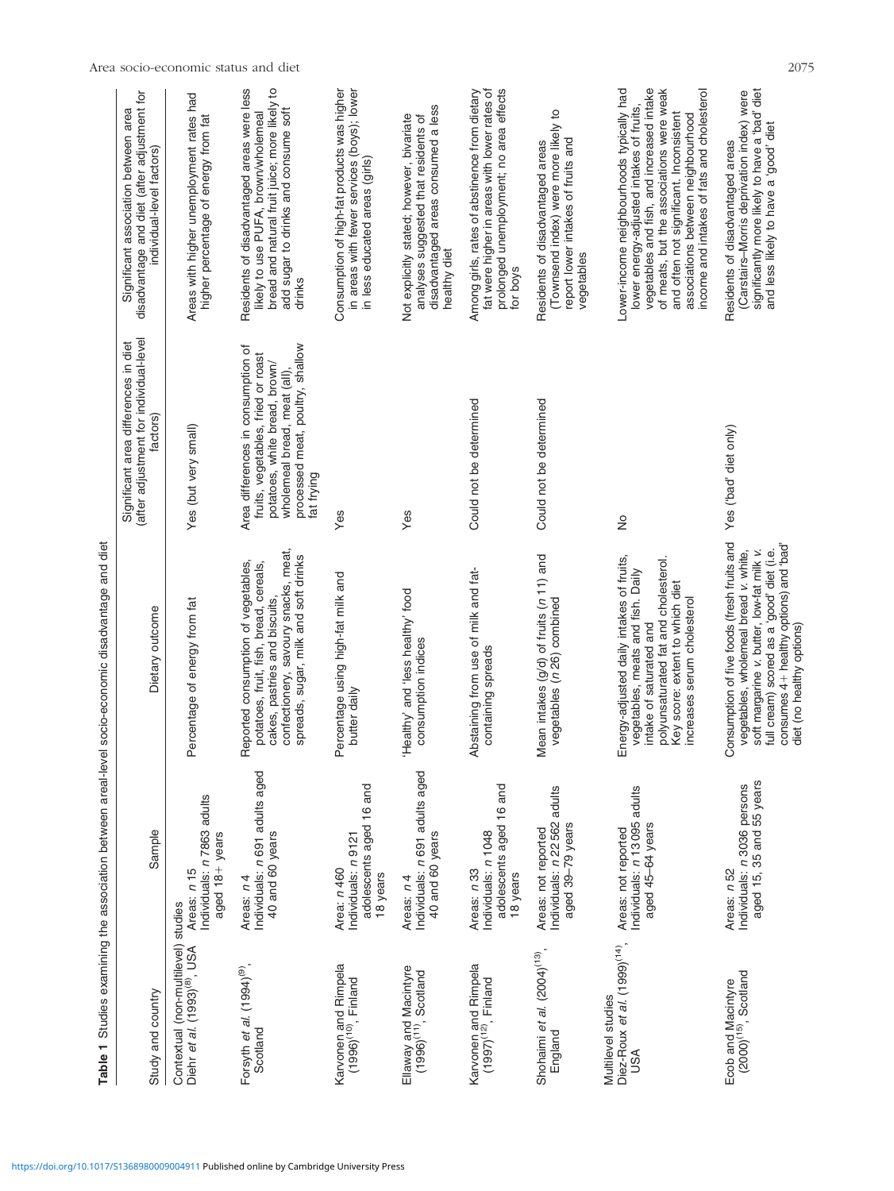**Table 1** Studies examining the association between areal-level socio-economic disadvantage and diet

| Study and country | Sample | Dietary outcome | Significant area differences in diet (after adjustment for individual-level factors) | Significant association between area disadvantage and diet (after adjustment for individual-level factors) |
|---|---|---|---|---|
| Contextual (non-multilevel) studies | | | | |
| Diehr *et al.* (1993)[8], USA | Areas: *n* 15<br>Individuals: *n* 7863 adults aged 18+ years | Percentage of energy from fat | Yes (but very small) | Areas with higher unemployment rates had higher percentage of energy from fat |
| Forsyth *et al.* (1994)[9], Scotland | Areas: *n* 4<br>Individuals: *n* 691 adults aged 40 and 60 years | Reported consumption of vegetables, potatoes, fruit, fish, bread, cereals, cakes, pastries and biscuits, confectionery, savoury snacks, meat, spreads, sugar, milk and soft drinks | Area differences in consumption of fruits, vegetables, fried or roast potatoes, white bread, brown/wholemeal bread, meat (all), processed meat, poultry, shallow fat frying | Residents of disadvantaged areas were less likely to use PUFA, brown/wholemeal bread and natural fruit juice; more likely to add sugar to drinks and consume soft drinks |
| Karvonen and Rimpela (1996)[10], Finland | Area: *n* 460<br>Individuals: *n* 9121 adolescents aged 16 and 18 years | Percentage using high-fat milk and butter daily | Yes | Consumption of high-fat products was higher in areas with fewer services (boys); lower in less educated areas (girls) |
| Ellaway and Macintyre (1996)[11], Scotland | Areas: *n* 4<br>Individuals: *n* 691 adults aged 40 and 60 years | 'Healthy' and 'less healthy' food consumption indices | Yes | Not explicitly stated; however, bivariate analyses suggested that residents of disadvantaged areas consumed a less healthy diet |
| Karvonen and Rimpela (1997)[12], Finland | Areas: *n* 33<br>Individuals: *n* 1048 adolescents aged 16 and 18 years | Abstaining from use of milk and fat-containing spreads | Could not be determined | Among girls, rates of abstinence from dietary fat were higher in areas with lower rates of prolonged unemployment; no area effects for boys |
| Shohaimi *et al.* (2004)[13], England | Areas: not reported<br>Individuals: *n* 22 562 adults aged 39–79 years | Mean intakes (g/d) of fruits (*n* 11) and vegetables (*n* 26) combined | Could not be determined | Residents of disadvantaged areas (Townsend index) were more likely to report lower intakes of fruits and vegetables |
| Multilevel studies | | | | |
| Diez-Roux *et al.* (1999)[14], USA | Areas: not reported<br>Individuals: *n* 13 095 adults aged 45–64 years | Energy-adjusted daily intakes of fruits, vegetables, meats and fish. Daily intake of saturated and polyunsaturated fat and cholesterol. Key score: extent to which diet increases serum cholesterol | No | Lower-income neighbourhoods typically had lower energy-adjusted intakes of fruits, vegetables and fish, and increased intake of meats, but the associations were weak and often not significant. Inconsistent associations between neighbourhood income and intakes of fats and cholesterol |
| Ecob and Macintyre (2000)[15], Scotland | Areas: *n* 52<br>Individuals: *n* 3036 persons aged 15, 35 and 55 years | Consumption of five foods (fresh fruits and vegetables, wholemeal bread *v.* white, soft margarine *v.* butter, low-fat milk *v.* full cream) scored as a 'good' diet (i.e. consumes 4+ healthy options) and 'bad' diet (no healthy options) | Yes ('bad' diet only) | Residents of disadvantaged areas (Carstairs–Morris deprivation index) were significantly more likely to have a 'bad' diet and less likely to have a 'good' diet |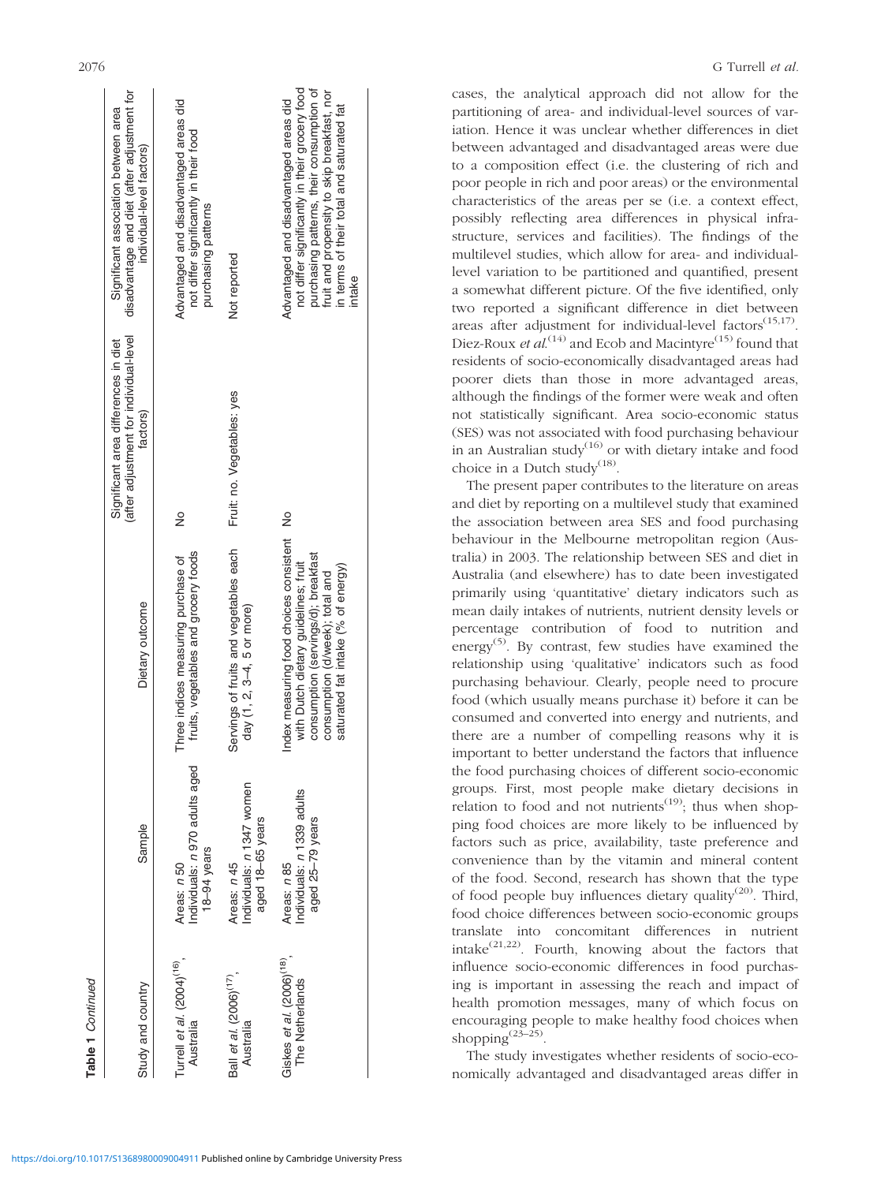**Table 1** *Continued*

| Study and country | Sample | Dietary outcome | Significant area differences in diet (after adjustment for individual-level factors) | Significant association between area disadvantage and diet (after adjustment for individual-level factors) |
|---|---|---|---|---|
| Turrell *et al.* (2004)[16], Australia | Areas: *n* 50<br>Individuals: *n* 970 adults aged 18–94 years | Three indices measuring purchase of fruits, vegetables and grocery foods | No | Advantaged and disadvantaged areas did not differ significantly in their food purchasing patterns |
| Ball *et al.* (2006)[17], Australia | Areas: *n* 45<br>Individuals: *n* 1347 women aged 18–65 years | Servings of fruits and vegetables each day (1, 2, 3–4, 5 or more) | Fruit: no. Vegetables: yes | Not reported |
| Giskes *et al.* (2006)[18], The Netherlands | Areas: *n* 85<br>Individuals: *n* 1339 adults aged 25–79 years | Index measuring food choices consistent with Dutch dietary guidelines; fruit consumption (servings/d); breakfast consumption (d/week); total and saturated fat intake (% of energy) | No | Advantaged and disadvantaged areas did not differ significantly in their grocery food purchasing patterns, their consumption of fruit and propensity to skip breakfast, nor in terms of their total and saturated fat intake |

cases, the analytical approach did not allow for the partitioning of area- and individual-level sources of variation. Hence it was unclear whether differences in diet between advantaged and disadvantaged areas were due to a composition effect (i.e. the clustering of rich and poor people in rich and poor areas) or the environmental characteristics of the areas per se (i.e. a context effect, possibly reflecting area differences in physical infrastructure, services and facilities). The findings of the multilevel studies, which allow for area- and individual-level variation to be partitioned and quantified, present a somewhat different picture. Of the five identified, only two reported a significant difference in diet between areas after adjustment for individual-level factors[15,17]. Diez-Roux *et al.*[14] and Ecob and Macintyre[15] found that residents of socio-economically disadvantaged areas had poorer diets than those in more advantaged areas, although the findings of the former were weak and often not statistically significant. Area socio-economic status (SES) was not associated with food purchasing behaviour in an Australian study[16] or with dietary intake and food choice in a Dutch study[18].

The present paper contributes to the literature on areas and diet by reporting on a multilevel study that examined the association between area SES and food purchasing behaviour in the Melbourne metropolitan region (Australia) in 2003. The relationship between SES and diet in Australia (and elsewhere) has to date been investigated primarily using 'quantitative' dietary indicators such as mean daily intakes of nutrients, nutrient density levels or percentage contribution of food to nutrition and energy[5]. By contrast, few studies have examined the relationship using 'qualitative' indicators such as food purchasing behaviour. Clearly, people need to procure food (which usually means purchase it) before it can be consumed and converted into energy and nutrients, and there are a number of compelling reasons why it is important to better understand the factors that influence the food purchasing choices of different socio-economic groups. First, most people make dietary decisions in relation to food and not nutrients[19]; thus when shopping food choices are more likely to be influenced by factors such as price, availability, taste preference and convenience than by the vitamin and mineral content of the food. Second, research has shown that the type of food people buy influences dietary quality[20]. Third, food choice differences between socio-economic groups translate into concomitant differences in nutrient intake[21,22]. Fourth, knowing about the factors that influence socio-economic differences in food purchasing is important in assessing the reach and impact of health promotion messages, many of which focus on encouraging people to make healthy food choices when shopping[23–25].

The study investigates whether residents of socio-economically advantaged and disadvantaged areas differ in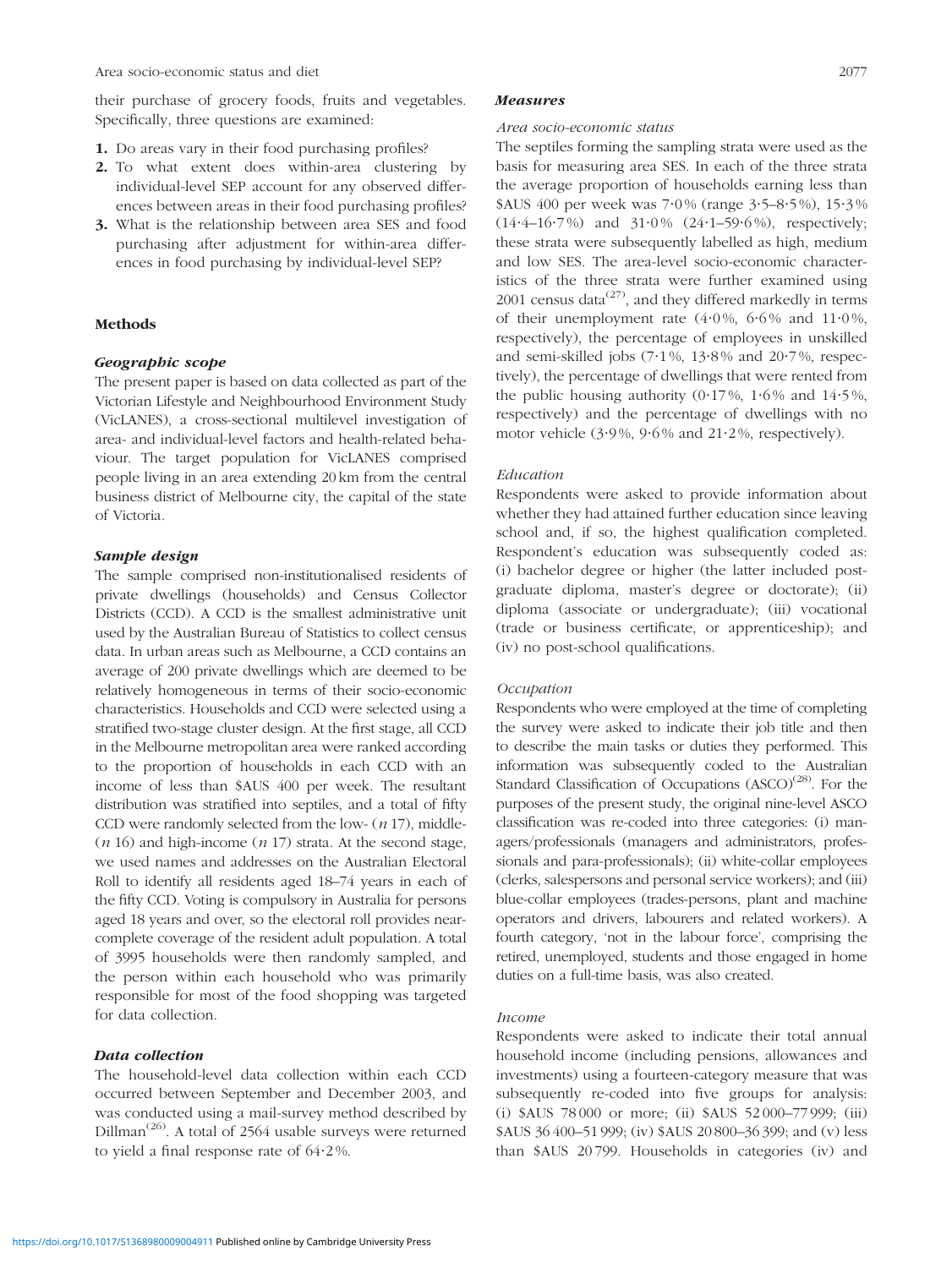their purchase of grocery foods, fruits and vegetables. Specifically, three questions are examined:

1. Do areas vary in their food purchasing profiles?
2. To what extent does within-area clustering by individual-level SEP account for any observed differences between areas in their food purchasing profiles?
3. What is the relationship between area SES and food purchasing after adjustment for within-area differences in food purchasing by individual-level SEP?

## Methods

### Geographic scope

The present paper is based on data collected as part of the Victorian Lifestyle and Neighbourhood Environment Study (VicLANES), a cross-sectional multilevel investigation of area- and individual-level factors and health-related behaviour. The target population for VicLANES comprised people living in an area extending 20 km from the central business district of Melbourne city, the capital of the state of Victoria.

### Sample design

The sample comprised non-institutionalised residents of private dwellings (households) and Census Collector Districts (CCD). A CCD is the smallest administrative unit used by the Australian Bureau of Statistics to collect census data. In urban areas such as Melbourne, a CCD contains an average of 200 private dwellings which are deemed to be relatively homogeneous in terms of their socio-economic characteristics. Households and CCD were selected using a stratified two-stage cluster design. At the first stage, all CCD in the Melbourne metropolitan area were ranked according to the proportion of households in each CCD with an income of less than \$AUS 400 per week. The resultant distribution was stratified into septiles, and a total of fifty CCD were randomly selected from the low- (*n* 17), middle- (*n* 16) and high-income (*n* 17) strata. At the second stage, we used names and addresses on the Australian Electoral Roll to identify all residents aged 18–74 years in each of the fifty CCD. Voting is compulsory in Australia for persons aged 18 years and over, so the electoral roll provides near-complete coverage of the resident adult population. A total of 3995 households were then randomly sampled, and the person within each household who was primarily responsible for most of the food shopping was targeted for data collection.

### Data collection

The household-level data collection within each CCD occurred between September and December 2003, and was conducted using a mail-survey method described by Dillman[26]. A total of 2564 usable surveys were returned to yield a final response rate of 64·2 %.

### Measures

#### Area socio-economic status

The septiles forming the sampling strata were used as the basis for measuring area SES. In each of the three strata the average proportion of households earning less than \$AUS 400 per week was 7·0 % (range 3·5–8·5 %), 15·3 % (14·4–16·7 %) and 31·0 % (24·1–59·6 %), respectively; these strata were subsequently labelled as high, medium and low SES. The area-level socio-economic characteristics of the three strata were further examined using 2001 census data[27], and they differed markedly in terms of their unemployment rate (4·0 %, 6·6 % and 11·0 %, respectively), the percentage of employees in unskilled and semi-skilled jobs (7·1 %, 13·8 % and 20·7 %, respectively), the percentage of dwellings that were rented from the public housing authority (0·17 %, 1·6 % and 14·5 %, respectively) and the percentage of dwellings with no motor vehicle (3·9 %, 9·6 % and 21·2 %, respectively).

#### Education

Respondents were asked to provide information about whether they had attained further education since leaving school and, if so, the highest qualification completed. Respondent's education was subsequently coded as: (i) bachelor degree or higher (the latter included postgraduate diploma, master's degree or doctorate); (ii) diploma (associate or undergraduate); (iii) vocational (trade or business certificate, or apprenticeship); and (iv) no post-school qualifications.

#### Occupation

Respondents who were employed at the time of completing the survey were asked to indicate their job title and then to describe the main tasks or duties they performed. This information was subsequently coded to the Australian Standard Classification of Occupations (ASCO)[28]. For the purposes of the present study, the original nine-level ASCO classification was re-coded into three categories: (i) managers/professionals (managers and administrators, professionals and para-professionals); (ii) white-collar employees (clerks, salespersons and personal service workers); and (iii) blue-collar employees (trades-persons, plant and machine operators and drivers, labourers and related workers). A fourth category, 'not in the labour force', comprising the retired, unemployed, students and those engaged in home duties on a full-time basis, was also created.

#### Income

Respondents were asked to indicate their total annual household income (including pensions, allowances and investments) using a fourteen-category measure that was subsequently re-coded into five groups for analysis: (i) \$AUS 78 000 or more; (ii) \$AUS 52 000–77 999; (iii) \$AUS 36 400–51 999; (iv) \$AUS 20 800–36 399; and (v) less than \$AUS 20 799. Households in categories (iv) and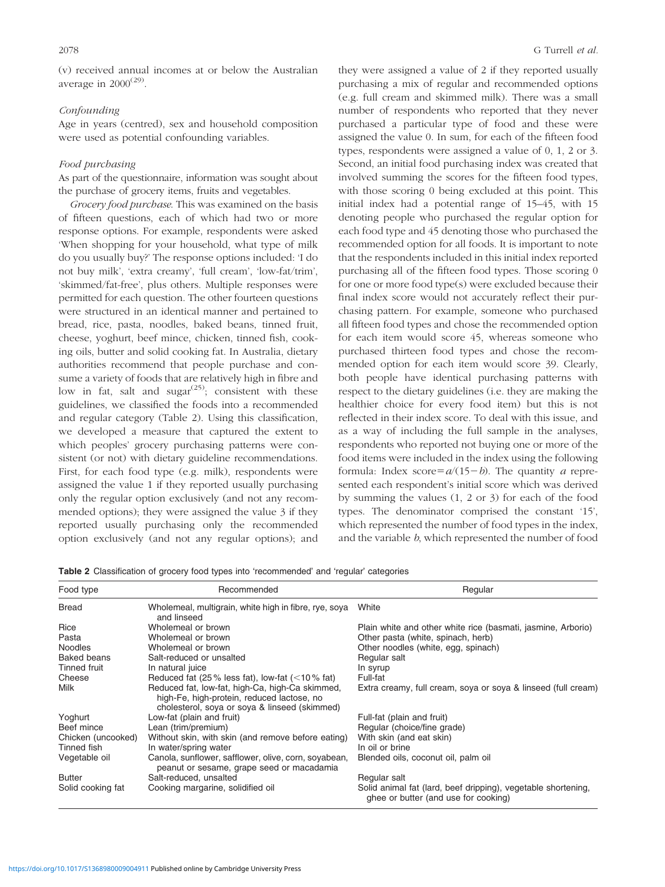(v) received annual incomes at or below the Australian average in 2000[29].

*Confounding*

Age in years (centred), sex and household composition were used as potential confounding variables.

*Food purchasing*

As part of the questionnaire, information was sought about the purchase of grocery items, fruits and vegetables.

*Grocery food purchase*. This was examined on the basis of fifteen questions, each of which had two or more response options. For example, respondents were asked 'When shopping for your household, what type of milk do you usually buy?' The response options included: 'I do not buy milk', 'extra creamy', 'full cream', 'low-fat/trim', 'skimmed/fat-free', plus others. Multiple responses were permitted for each question. The other fourteen questions were structured in an identical manner and pertained to bread, rice, pasta, noodles, baked beans, tinned fruit, cheese, yoghurt, beef mince, chicken, tinned fish, cooking oils, butter and solid cooking fat. In Australia, dietary authorities recommend that people purchase and consume a variety of foods that are relatively high in fibre and low in fat, salt and sugar[25]; consistent with these guidelines, we classified the foods into a recommended and regular category (Table 2). Using this classification, we developed a measure that captured the extent to which peoples' grocery purchasing patterns were consistent (or not) with dietary guideline recommendations. First, for each food type (e.g. milk), respondents were assigned the value 1 if they reported usually purchasing only the regular option exclusively (and not any recommended options); they were assigned the value 3 if they reported usually purchasing only the recommended option exclusively (and not any regular options); and they were assigned a value of 2 if they reported usually purchasing a mix of regular and recommended options (e.g. full cream and skimmed milk). There was a small number of respondents who reported that they never purchased a particular type of food and these were assigned the value 0. In sum, for each of the fifteen food types, respondents were assigned a value of 0, 1, 2 or 3. Second, an initial food purchasing index was created that involved summing the scores for the fifteen food types, with those scoring 0 being excluded at this point. This initial index had a potential range of 15–45, with 15 denoting people who purchased the regular option for each food type and 45 denoting those who purchased the recommended option for all foods. It is important to note that the respondents included in this initial index reported purchasing all of the fifteen food types. Those scoring 0 for one or more food type(s) were excluded because their final index score would not accurately reflect their purchasing pattern. For example, someone who purchased all fifteen food types and chose the recommended option for each item would score 45, whereas someone who purchased thirteen food types and chose the recommended option for each item would score 39. Clearly, both people have identical purchasing patterns with respect to the dietary guidelines (i.e. they are making the healthier choice for every food item) but this is not reflected in their index score. To deal with this issue, and as a way of including the full sample in the analyses, respondents who reported not buying one or more of the food items were included in the index using the following formula: Index score $= a/(15 - b)$. The quantity $a$ represented each respondent's initial score which was derived by summing the values (1, 2 or 3) for each of the food types. The denominator comprised the constant '15', which represented the number of food types in the index, and the variable $b$, which represented the number of food

**Table 2** Classification of grocery food types into 'recommended' and 'regular' categories

| Food type | Recommended | Regular |
|---|---|---|
| Bread | Wholemeal, multigrain, white high in fibre, rye, soya and linseed | White |
| Rice | Wholemeal or brown | Plain white and other white rice (basmati, jasmine, Arborio) |
| Pasta | Wholemeal or brown | Other pasta (white, spinach, herb) |
| Noodles | Wholemeal or brown | Other noodles (white, egg, spinach) |
| Baked beans | Salt-reduced or unsalted | Regular salt |
| Tinned fruit | In natural juice | In syrup |
| Cheese | Reduced fat (25 % less fat), low-fat (<10 % fat) | Full-fat |
| Milk | Reduced fat, low-fat, high-Ca, high-Ca skimmed, high-Fe, high-protein, reduced lactose, no cholesterol, soya or soya & linseed (skimmed) | Extra creamy, full cream, soya or soya & linseed (full cream) |
| Yoghurt | Low-fat (plain and fruit) | Full-fat (plain and fruit) |
| Beef mince | Lean (trim/premium) | Regular (choice/fine grade) |
| Chicken (uncooked) | Without skin, with skin (and remove before eating) | With skin (and eat skin) |
| Tinned fish | In water/spring water | In oil or brine |
| Vegetable oil | Canola, sunflower, safflower, olive, corn, soyabean, peanut or sesame, grape seed or macadamia | Blended oils, coconut oil, palm oil |
| Butter | Salt-reduced, unsalted | Regular salt |
| Solid cooking fat | Cooking margarine, solidified oil | Solid animal fat (lard, beef dripping), vegetable shortening, ghee or butter (and use for cooking) |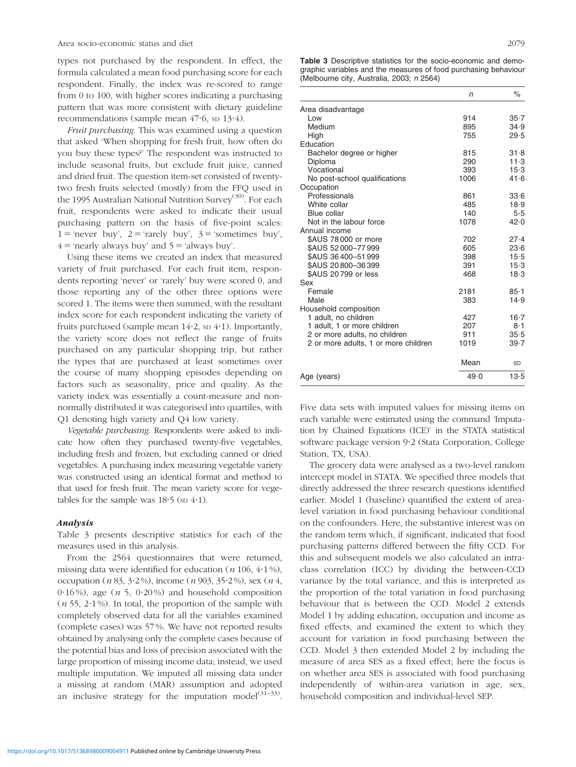types not purchased by the respondent. In effect, the formula calculated a mean food purchasing score for each respondent. Finally, the index was re-scored to range from 0 to 100, with higher scores indicating a purchasing pattern that was more consistent with dietary guideline recommendations (sample mean 47·6, SD 13·4).

*Fruit purchasing.* This was examined using a question that asked 'When shopping for fresh fruit, how often do you buy these types?' The respondent was instructed to include seasonal fruits, but exclude fruit juice, canned and dried fruit. The question item-set consisted of twenty-two fresh fruits selected (mostly) from the FFQ used in the 1995 Australian National Nutrition Survey[30]. For each fruit, respondents were asked to indicate their usual purchasing pattern on the basis of five-point scales: 1 = 'never buy', 2 = 'rarely buy', 3 = 'sometimes buy', 4 = 'nearly always buy' and 5 = 'always buy'.

Using these items we created an index that measured variety of fruit purchased. For each fruit item, respondents reporting 'never' or 'rarely' buy were scored 0, and those reporting any of the other three options were scored 1. The items were then summed, with the resultant index score for each respondent indicating the variety of fruits purchased (sample mean 14·2, SD 4·1). Importantly, the variety score does not reflect the range of fruits purchased on any particular shopping trip, but rather the types that are purchased at least sometimes over the course of many shopping episodes depending on factors such as seasonality, price and quality. As the variety index was essentially a count-measure and non-normally distributed it was categorised into quartiles, with Q1 denoting high variety and Q4 low variety.

*Vegetable purchasing.* Respondents were asked to indicate how often they purchased twenty-five vegetables, including fresh and frozen, but excluding canned or dried vegetables. A purchasing index measuring vegetable variety was constructed using an identical format and method to that used for fresh fruit. The mean variety score for vegetables for the sample was 18·5 (SD 4·1).

### *Analysis*

Table 3 presents descriptive statistics for each of the measures used in this analysis.

From the 2564 questionnaires that were returned, missing data were identified for education (*n* 106, 4·1 %), occupation (*n* 83, 3·2 %), income (*n* 903, 35·2 %), sex (*n* 4, 0·16 %), age (*n* 5, 0·20 %) and household composition (*n* 55, 2·1 %). In total, the proportion of the sample with completely observed data for all the variables examined (complete cases) was 57 %. We have not reported results obtained by analysing only the complete cases because of the potential bias and loss of precision associated with the large proportion of missing income data; instead, we used multiple imputation. We imputed all missing data under a missing at random (MAR) assumption and adopted an inclusive strategy for the imputation model[31–33].

**Table 3** Descriptive statistics for the socio-economic and demographic variables and the measures of food purchasing behaviour (Melbourne city, Australia, 2003; *n* 2564)

| | *n* | % |
|---|---|---|
| Area disadvantage | | |
| Low | 914 | 35·7 |
| Medium | 895 | 34·9 |
| High | 755 | 29·5 |
| Education | | |
| Bachelor degree or higher | 815 | 31·8 |
| Diploma | 290 | 11·3 |
| Vocational | 393 | 15·3 |
| No post-school qualifications | 1006 | 41·6 |
| Occupation | | |
| Professionals | 861 | 33·6 |
| White collar | 485 | 18·9 |
| Blue collar | 140 | 5·5 |
| Not in the labour force | 1078 | 42·0 |
| Annual income | | |
| $AUS 78 000 or more | 702 | 27·4 |
| $AUS 52 000–77 999 | 605 | 23·6 |
| $AUS 36 400–51 999 | 398 | 15·5 |
| $AUS 20 800–36 399 | 391 | 15·3 |
| $AUS 20 799 or less | 468 | 18·3 |
| Sex | | |
| Female | 2181 | 85·1 |
| Male | 383 | 14·9 |
| Household composition | | |
| 1 adult, no children | 427 | 16·7 |
| 1 adult, 1 or more children | 207 | 8·1 |
| 2 or more adults, no children | 911 | 35·5 |
| 2 or more adults, 1 or more children | 1019 | 39·7 |
| | Mean | SD |
| Age (years) | 49·0 | 13·5 |

Five data sets with imputed values for missing items on each variable were estimated using the command 'Imputation by Chained Equations (ICE)' in the STATA statistical software package version 9·2 (Stata Corporation, College Station, TX, USA).

The grocery data were analysed as a two-level random intercept model in STATA. We specified three models that directly addressed the three research questions identified earlier. Model 1 (baseline) quantified the extent of area-level variation in food purchasing behaviour conditional on the confounders. Here, the substantive interest was on the random term which, if significant, indicated that food purchasing patterns differed between the fifty CCD. For this and subsequent models we also calculated an intra-class correlation (ICC) by dividing the between-CCD variance by the total variance, and this is interpreted as the proportion of the total variation in food purchasing behaviour that is between the CCD. Model 2 extends Model 1 by adding education, occupation and income as fixed effects, and examined the extent to which they account for variation in food purchasing between the CCD. Model 3 then extended Model 2 by including the measure of area SES as a fixed effect; here the focus is on whether area SES is associated with food purchasing independently of within-area variation in age, sex, household composition and individual-level SEP.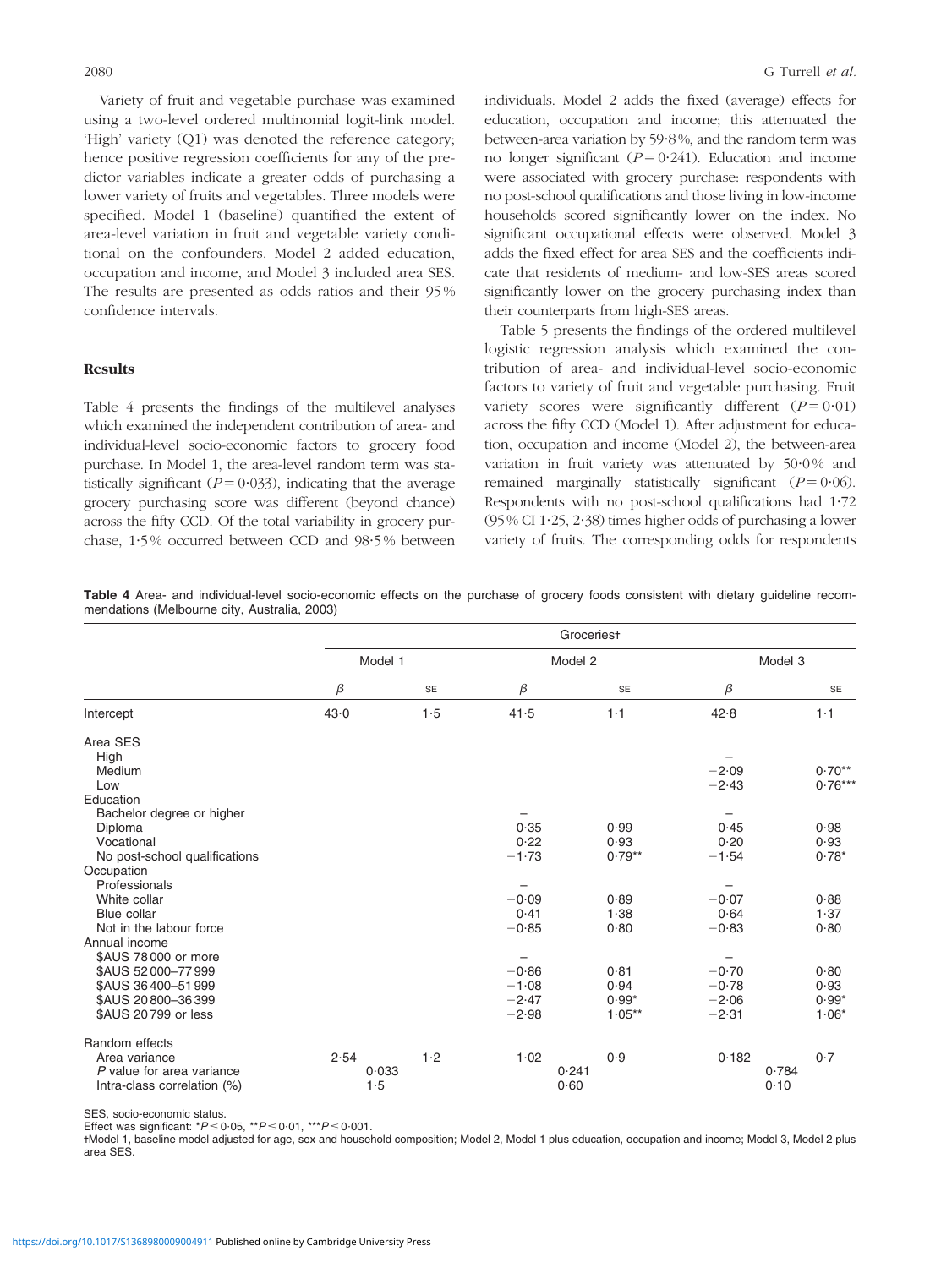Variety of fruit and vegetable purchase was examined using a two-level ordered multinomial logit-link model. 'High' variety (Q1) was denoted the reference category; hence positive regression coefficients for any of the predictor variables indicate a greater odds of purchasing a lower variety of fruits and vegetables. Three models were specified. Model 1 (baseline) quantified the extent of area-level variation in fruit and vegetable variety conditional on the confounders. Model 2 added education, occupation and income, and Model 3 included area SES. The results are presented as odds ratios and their 95% confidence intervals.

## Results

Table 4 presents the findings of the multilevel analyses which examined the independent contribution of area- and individual-level socio-economic factors to grocery food purchase. In Model 1, the area-level random term was statistically significant ($P = 0{\cdot}033$), indicating that the average grocery purchasing score was different (beyond chance) across the fifty CCD. Of the total variability in grocery purchase, 1·5% occurred between CCD and 98·5% between individuals. Model 2 adds the fixed (average) effects for education, occupation and income; this attenuated the between-area variation by 59·8%, and the random term was no longer significant ($P = 0{\cdot}241$). Education and income were associated with grocery purchase: respondents with no post-school qualifications and those living in low-income households scored significantly lower on the index. No significant occupational effects were observed. Model 3 adds the fixed effect for area SES and the coefficients indicate that residents of medium- and low-SES areas scored significantly lower on the grocery purchasing index than their counterparts from high-SES areas.

Table 5 presents the findings of the ordered multilevel logistic regression analysis which examined the contribution of area- and individual-level socio-economic factors to variety of fruit and vegetable purchasing. Fruit variety scores were significantly different ($P = 0{\cdot}01$) across the fifty CCD (Model 1). After adjustment for education, occupation and income (Model 2), the between-area variation in fruit variety was attenuated by 50·0% and remained marginally statistically significant ($P = 0{\cdot}06$). Respondents with no post-school qualifications had 1·72 (95% CI 1·25, 2·38) times higher odds of purchasing a lower variety of fruits. The corresponding odds for respondents

**Table 4** Area- and individual-level socio-economic effects on the purchase of grocery foods consistent with dietary guideline recommendations (Melbourne city, Australia, 2003)

| | Groceries† | | | | | |
|---|---|---|---|---|---|---|
| | Model 1 | | Model 2 | | Model 3 | |
| | $\beta$ | SE | $\beta$ | SE | $\beta$ | SE |
| Intercept | 43·0 | 1·5 | 41·5 | 1·1 | 42·8 | 1·1 |
| Area SES | | | | | | |
| High | | | | | – | |
| Medium | | | | | −2·09 | 0·70** |
| Low | | | | | −2·43 | 0·76*** |
| Education | | | | | | |
| Bachelor degree or higher | | | – | | – | |
| Diploma | | | 0·35 | 0·99 | 0·45 | 0·98 |
| Vocational | | | 0·22 | 0·93 | 0·20 | 0·93 |
| No post-school qualifications | | | −1·73 | 0·79** | −1·54 | 0·78* |
| Occupation | | | | | | |
| Professionals | | | – | | – | |
| White collar | | | −0·09 | 0·89 | −0·07 | 0·88 |
| Blue collar | | | 0·41 | 1·38 | 0·64 | 1·37 |
| Not in the labour force | | | −0·85 | 0·80 | −0·83 | 0·80 |
| Annual income | | | | | | |
| $AUS 78 000 or more | | | – | | – | |
| $AUS 52 000–77 999 | | | −0·86 | 0·81 | −0·70 | 0·80 |
| $AUS 36 400–51 999 | | | −1·08 | 0·94 | −0·78 | 0·93 |
| $AUS 20 800–36 399 | | | −2·47 | 0·99* | −2·06 | 0·99* |
| $AUS 20 799 or less | | | −2·98 | 1·05** | −2·31 | 1·06* |
| Random effects | | | | | | |
| Area variance | 2·54 | 1·2 | 1·02 | 0·9 | 0·182 | 0·7 |
| *P* value for area variance | 0·033 | | 0·241 | | 0·784 | |
| Intra-class correlation (%) | 1·5 | | 0·60 | | 0·10 | |

SES, socio-economic status.

Effect was significant: $^{*}P \le 0{\cdot}05$, $^{**}P \le 0{\cdot}01$, $^{***}P \le 0{\cdot}001$.

†Model 1, baseline model adjusted for age, sex and household composition; Model 2, Model 1 plus education, occupation and income; Model 3, Model 2 plus area SES.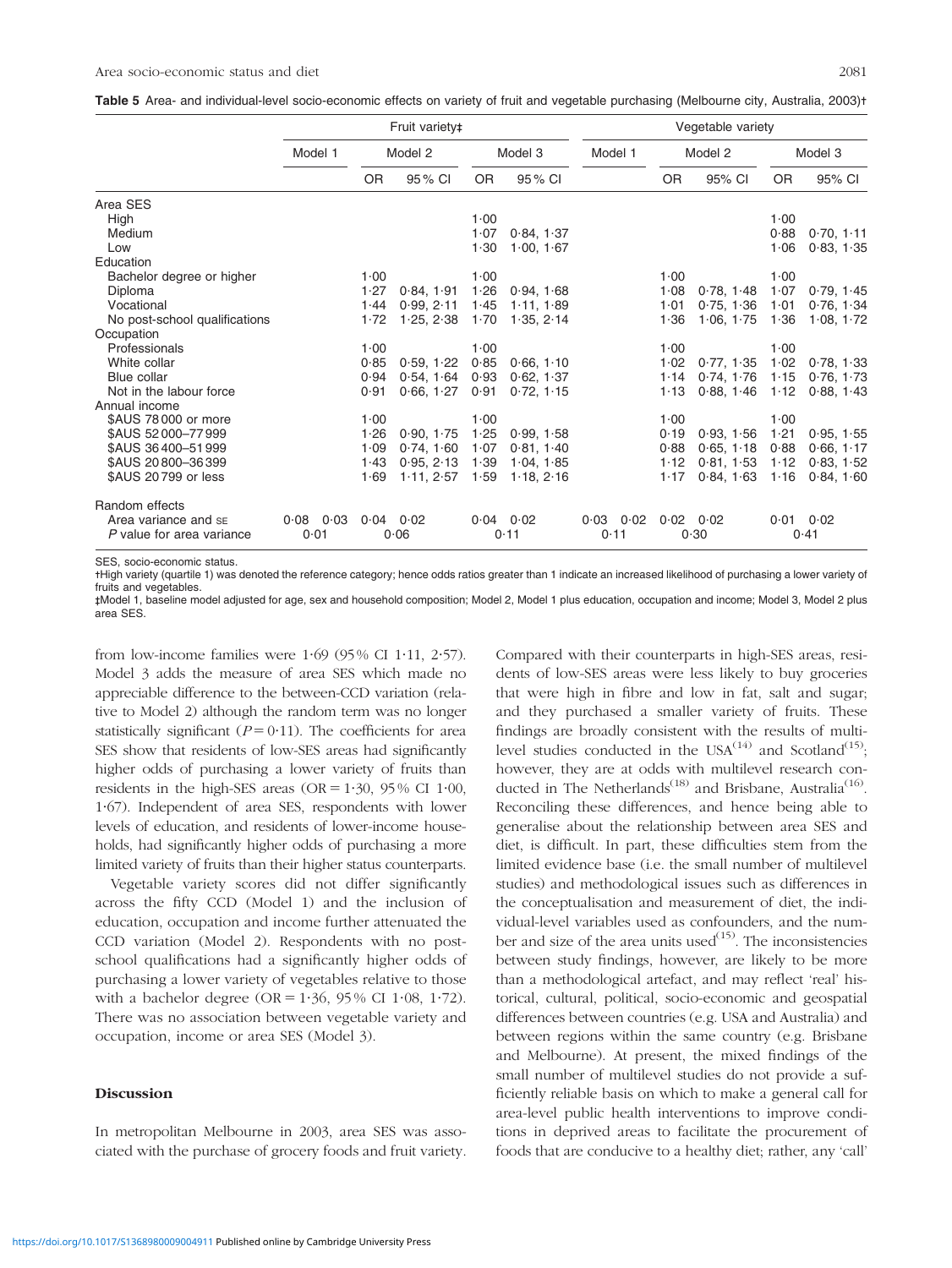**Table 5** Area- and individual-level socio-economic effects on variety of fruit and vegetable purchasing (Melbourne city, Australia, 2003)†

| | Fruit variety‡ | | | | | | | Vegetable variety | | | | | | |
|---|---|---|---|---|---|---|---|---|---|---|---|---|---|---|
| | Model 1 | | Model 2 | | Model 3 | | | Model 1 | | Model 2 | | Model 3 | |
| | | | OR | 95 % CI | OR | 95 % CI | | | OR | 95% CI | OR | 95% CI |
| Area SES | | | | | | | | | | | | | |
| High | | | | | 1·00 | | | | | | 1·00 | |
| Medium | | | | | 1·07 | 0·84, 1·37 | | | | | 0·88 | 0·70, 1·11 |
| Low | | | | | 1·30 | 1·00, 1·67 | | | | | 1·06 | 0·83, 1·35 |
| Education | | | | | | | | | | | | | |
| Bachelor degree or higher | | | 1·00 | | 1·00 | | | | 1·00 | | 1·00 | |
| Diploma | | | 1·27 | 0·84, 1·91 | 1·26 | 0·94, 1·68 | | | 1·08 | 0·78, 1·48 | 1·07 | 0·79, 1·45 |
| Vocational | | | 1·44 | 0·99, 2·11 | 1·45 | 1·11, 1·89 | | | 1·01 | 0·75, 1·36 | 1·01 | 0·76, 1·34 |
| No post-school qualifications | | | 1·72 | 1·25, 2·38 | 1·70 | 1·35, 2·14 | | | 1·36 | 1·06, 1·75 | 1·36 | 1·08, 1·72 |
| Occupation | | | | | | | | | | | | | |
| Professionals | | | 1·00 | | 1·00 | | | | 1·00 | | 1·00 | |
| White collar | | | 0·85 | 0·59, 1·22 | 0·85 | 0·66, 1·10 | | | 1·02 | 0·77, 1·35 | 1·02 | 0·78, 1·33 |
| Blue collar | | | 0·94 | 0·54, 1·64 | 0·93 | 0·62, 1·37 | | | 1·14 | 0·74, 1·76 | 1·15 | 0·76, 1·73 |
| Not in the labour force | | | 0·91 | 0·66, 1·27 | 0·91 | 0·72, 1·15 | | | 1·13 | 0·88, 1·46 | 1·12 | 0·88, 1·43 |
| Annual income | | | | | | | | | | | | | |
| $AUS 78 000 or more | | | 1·00 | | 1·00 | | | | 1·00 | | 1·00 | |
| $AUS 52 000–77 999 | | | 1·26 | 0·90, 1·75 | 1·25 | 0·99, 1·58 | | | 0·19 | 0·93, 1·56 | 1·21 | 0·95, 1·55 |
| $AUS 36 400–51 999 | | | 1·09 | 0·74, 1·60 | 1·07 | 0·81, 1·40 | | | 0·88 | 0·65, 1·18 | 0·88 | 0·66, 1·17 |
| $AUS 20 800–36 399 | | | 1·43 | 0·95, 2·13 | 1·39 | 1·04, 1·85 | | | 1·12 | 0·81, 1·53 | 1·12 | 0·83, 1·52 |
| $AUS 20 799 or less | | | 1·69 | 1·11, 2·57 | 1·59 | 1·18, 2·16 | | | 1·17 | 0·84, 1·63 | 1·16 | 0·84, 1·60 |
| Random effects | | | | | | | | | | | | | |
| Area variance and SE | 0·08 | 0·03 | 0·04 | 0·02 | 0·04 | 0·02 | 0·03 | 0·02 | 0·02 | 0·02 | 0·01 | 0·02 |
| *P* value for area variance | 0·01 | | 0·06 | | 0·11 | | 0·11 | | 0·30 | | 0·41 | |

SES, socio-economic status.
†High variety (quartile 1) was denoted the reference category; hence odds ratios greater than 1 indicate an increased likelihood of purchasing a lower variety of fruits and vegetables.
‡Model 1, baseline model adjusted for age, sex and household composition; Model 2, Model 1 plus education, occupation and income; Model 3, Model 2 plus area SES.

from low-income families were 1·69 (95 % CI 1·11, 2·57). Model 3 adds the measure of area SES which made no appreciable difference to the between-CCD variation (relative to Model 2) although the random term was no longer statistically significant ($P = 0·11$). The coefficients for area SES show that residents of low-SES areas had significantly higher odds of purchasing a lower variety of fruits than residents in the high-SES areas (OR = 1·30, 95 % CI 1·00, 1·67). Independent of area SES, respondents with lower levels of education, and residents of lower-income households, had significantly higher odds of purchasing a more limited variety of fruits than their higher status counterparts.

Vegetable variety scores did not differ significantly across the fifty CCD (Model 1) and the inclusion of education, occupation and income further attenuated the CCD variation (Model 2). Respondents with no post-school qualifications had a significantly higher odds of purchasing a lower variety of vegetables relative to those with a bachelor degree (OR = 1·36, 95 % CI 1·08, 1·72). There was no association between vegetable variety and occupation, income or area SES (Model 3).

## Discussion

In metropolitan Melbourne in 2003, area SES was associated with the purchase of grocery foods and fruit variety. Compared with their counterparts in high-SES areas, residents of low-SES areas were less likely to buy groceries that were high in fibre and low in fat, salt and sugar; and they purchased a smaller variety of fruits. These findings are broadly consistent with the results of multilevel studies conducted in the USA[14] and Scotland[15]; however, they are at odds with multilevel research conducted in The Netherlands[18] and Brisbane, Australia[16]. Reconciling these differences, and hence being able to generalise about the relationship between area SES and diet, is difficult. In part, these difficulties stem from the limited evidence base (i.e. the small number of multilevel studies) and methodological issues such as differences in the conceptualisation and measurement of diet, the individual-level variables used as confounders, and the number and size of the area units used[15]. The inconsistencies between study findings, however, are likely to be more than a methodological artefact, and may reflect 'real' historical, cultural, political, socio-economic and geospatial differences between countries (e.g. USA and Australia) and between regions within the same country (e.g. Brisbane and Melbourne). At present, the mixed findings of the small number of multilevel studies do not provide a sufficiently reliable basis on which to make a general call for area-level public health interventions to improve conditions in deprived areas to facilitate the procurement of foods that are conducive to a healthy diet; rather, any 'call'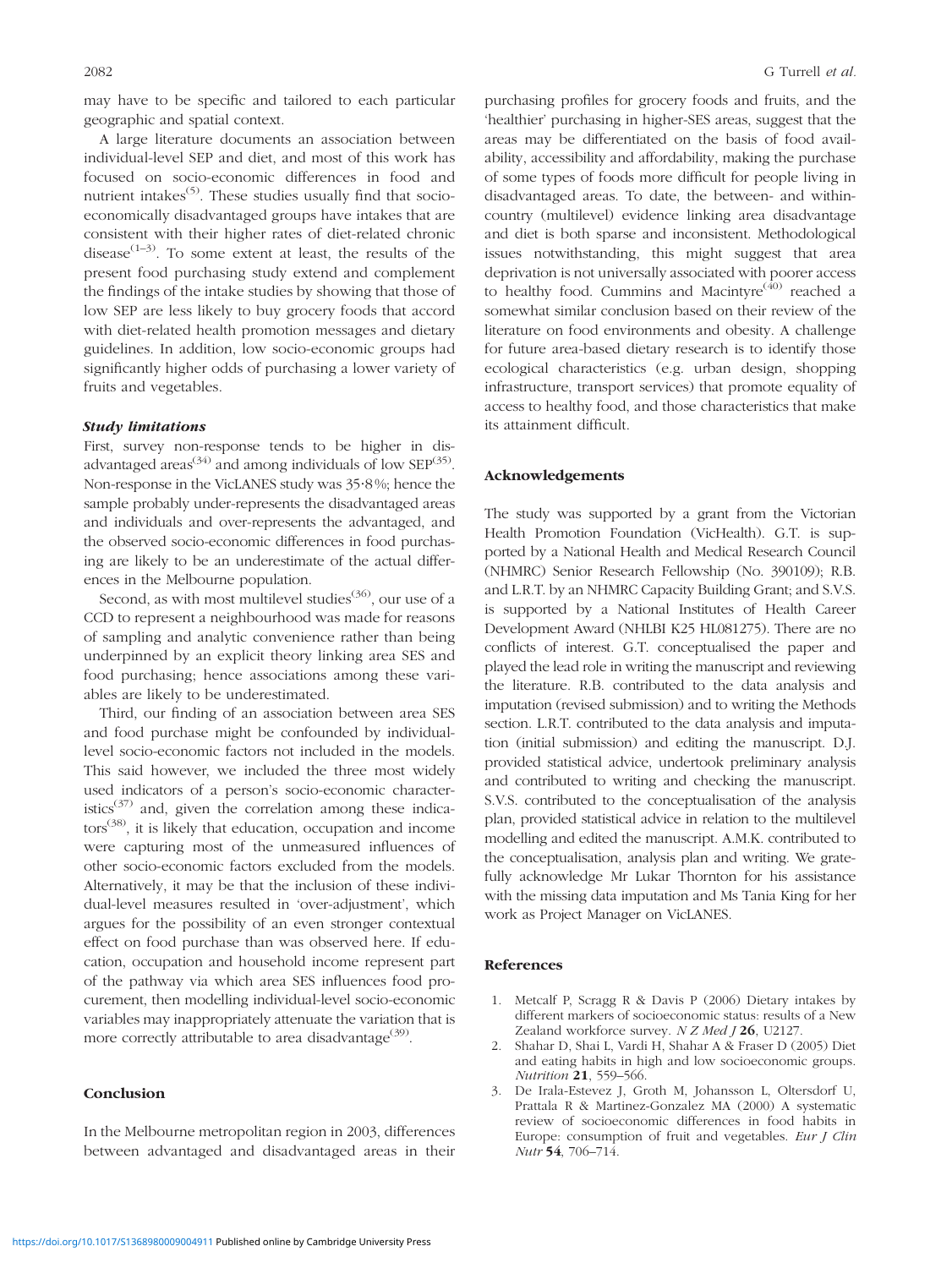may have to be specific and tailored to each particular geographic and spatial context.

A large literature documents an association between individual-level SEP and diet, and most of this work has focused on socio-economic differences in food and nutrient intakes[5]. These studies usually find that socio-economically disadvantaged groups have intakes that are consistent with their higher rates of diet-related chronic disease[1–3]. To some extent at least, the results of the present food purchasing study extend and complement the findings of the intake studies by showing that those of low SEP are less likely to buy grocery foods that accord with diet-related health promotion messages and dietary guidelines. In addition, low socio-economic groups had significantly higher odds of purchasing a lower variety of fruits and vegetables.

### *Study limitations*

First, survey non-response tends to be higher in disadvantaged areas[34] and among individuals of low SEP[35]. Non-response in the VicLANES study was 35·8 %; hence the sample probably under-represents the disadvantaged areas and individuals and over-represents the advantaged, and the observed socio-economic differences in food purchasing are likely to be an underestimate of the actual differences in the Melbourne population.

Second, as with most multilevel studies[36], our use of a CCD to represent a neighbourhood was made for reasons of sampling and analytic convenience rather than being underpinned by an explicit theory linking area SES and food purchasing; hence associations among these variables are likely to be underestimated.

Third, our finding of an association between area SES and food purchase might be confounded by individual-level socio-economic factors not included in the models. This said however, we included the three most widely used indicators of a person's socio-economic characteristics[37] and, given the correlation among these indicators[38], it is likely that education, occupation and income were capturing most of the unmeasured influences of other socio-economic factors excluded from the models. Alternatively, it may be that the inclusion of these individual-level measures resulted in 'over-adjustment', which argues for the possibility of an even stronger contextual effect on food purchase than was observed here. If education, occupation and household income represent part of the pathway via which area SES influences food procurement, then modelling individual-level socio-economic variables may inappropriately attenuate the variation that is more correctly attributable to area disadvantage[39].

## Conclusion

In the Melbourne metropolitan region in 2003, differences between advantaged and disadvantaged areas in their purchasing profiles for grocery foods and fruits, and the 'healthier' purchasing in higher-SES areas, suggest that the areas may be differentiated on the basis of food availability, accessibility and affordability, making the purchase of some types of foods more difficult for people living in disadvantaged areas. To date, the between- and within-country (multilevel) evidence linking area disadvantage and diet is both sparse and inconsistent. Methodological issues notwithstanding, this might suggest that area deprivation is not universally associated with poorer access to healthy food. Cummins and Macintyre[40] reached a somewhat similar conclusion based on their review of the literature on food environments and obesity. A challenge for future area-based dietary research is to identify those ecological characteristics (e.g. urban design, shopping infrastructure, transport services) that promote equality of access to healthy food, and those characteristics that make its attainment difficult.

## Acknowledgements

The study was supported by a grant from the Victorian Health Promotion Foundation (VicHealth). G.T. is supported by a National Health and Medical Research Council (NHMRC) Senior Research Fellowship (No. 390109); R.B. and L.R.T. by an NHMRC Capacity Building Grant; and S.V.S. is supported by a National Institutes of Health Career Development Award (NHLBI K25 HL081275). There are no conflicts of interest. G.T. conceptualised the paper and played the lead role in writing the manuscript and reviewing the literature. R.B. contributed to the data analysis and imputation (revised submission) and to writing the Methods section. L.R.T. contributed to the data analysis and imputation (initial submission) and editing the manuscript. D.J. provided statistical advice, undertook preliminary analysis and contributed to writing and checking the manuscript. S.V.S. contributed to the conceptualisation of the analysis plan, provided statistical advice in relation to the multilevel modelling and edited the manuscript. A.M.K. contributed to the conceptualisation, analysis plan and writing. We gratefully acknowledge Mr Lukar Thornton for his assistance with the missing data imputation and Ms Tania King for her work as Project Manager on VicLANES.

## References

1. Metcalf P, Scragg R & Davis P (2006) Dietary intakes by different markers of socioeconomic status: results of a New Zealand workforce survey. *N Z Med J* **26**, U2127.
2. Shahar D, Shai L, Vardi H, Shahar A & Fraser D (2005) Diet and eating habits in high and low socioeconomic groups. *Nutrition* **21**, 559–566.
3. De Irala-Estevez J, Groth M, Johansson L, Oltersdorf U, Prattala R & Martinez-Gonzalez MA (2000) A systematic review of socioeconomic differences in food habits in Europe: consumption of fruit and vegetables. *Eur J Clin Nutr* **54**, 706–714.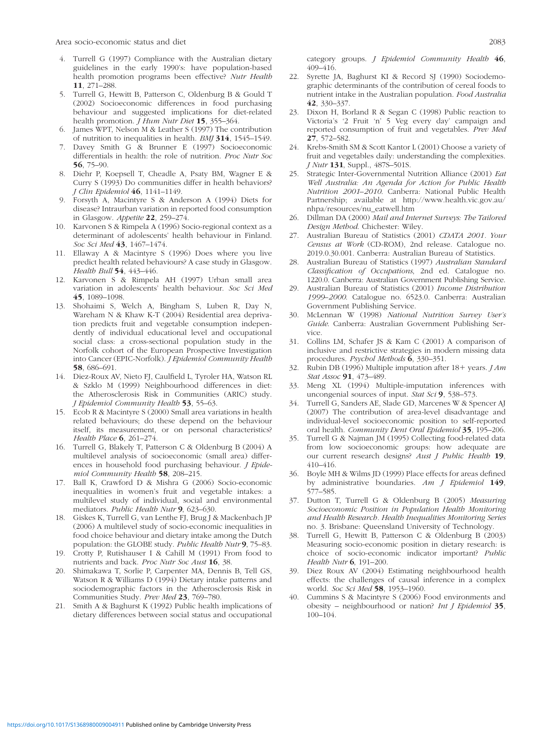4. Turrell G (1997) Compliance with the Australian dietary guidelines in the early 1990's: have population-based health promotion programs been effective? *Nutr Health* **11**, 271–288.
5. Turrell G, Hewitt B, Patterson C, Oldenburg B & Gould T (2002) Socioeconomic differences in food purchasing behaviour and suggested implications for diet-related health promotion. *J Hum Nutr Diet* **15**, 355–364.
6. James WPT, Nelson M & Leather S (1997) The contribution of nutrition to inequalities in health. *BMJ* **314**, 1545–1549.
7. Davey Smith G & Brunner E (1997) Socioeconomic differentials in health: the role of nutrition. *Proc Nutr Soc* **56**, 75–90.
8. Diehr P, Koepsell T, Cheadle A, Psaty BM, Wagner E & Curry S (1993) Do communities differ in health behaviors? *J Clin Epidemiol* **46**, 1141–1149.
9. Forsyth A, Macintyre S & Anderson A (1994) Diets for disease? Intraurban variation in reported food consumption in Glasgow. *Appetite* **22**, 259–274.
10. Karvonen S & Rimpela A (1996) Socio-regional context as a determinant of adolescents' health behaviour in Finland. *Soc Sci Med* **43**, 1467–1474.
11. Ellaway A & Macintyre S (1996) Does where you live predict health related behaviours? A case study in Glasgow. *Health Bull* **54**, 443–446.
12. Karvonen S & Rimpela AH (1997) Urban small area variation in adolescents' health behaviour. *Soc Sci Med* **45**, 1089–1098.
13. Shohaimi S, Welch A, Bingham S, Luben R, Day N, Wareham N & Khaw K-T (2004) Residential area deprivation predicts fruit and vegetable consumption independently of individual educational level and occupational social class: a cross-sectional population study in the Norfolk cohort of the European Prospective Investigation into Cancer (EPIC-Norfolk). *J Epidemiol Community Health* **58**, 686–691.
14. Diez-Roux AV, Nieto FJ, Caulfield L, Tyroler HA, Watson RL & Szklo M (1999) Neighbourhood differences in diet: the Atherosclerosis Risk in Communities (ARIC) study. *J Epidemiol Community Health* **53**, 55–63.
15. Ecob R & Macintyre S (2000) Small area variations in health related behaviours; do these depend on the behaviour itself, its measurement, or on personal characteristics? *Health Place* **6**, 261–274.
16. Turrell G, Blakely T, Patterson C & Oldenburg B (2004) A multilevel analysis of socioeconomic (small area) differences in household food purchasing behaviour. *J Epidemiol Community Health* **58**, 208–215.
17. Ball K, Crawford D & Mishra G (2006) Socio-economic inequalities in women's fruit and vegetable intakes: a multilevel study of individual, social and environmental mediators. *Public Health Nutr* **9**, 623–630.
18. Giskes K, Turrell G, van Lenthe FJ, Brug J & Mackenbach JP (2006) A multilevel study of socio-economic inequalities in food choice behaviour and dietary intake among the Dutch population: the GLOBE study. *Public Health Nutr* **9**, 75–83.
19. Crotty P, Rutishauser I & Cahill M (1991) From food to nutrients and back. *Proc Nutr Soc Aust* **16**, 38.
20. Shimakawa T, Sorlie P, Carpenter MA, Dennis B, Tell GS, Watson R & Williams D (1994) Dietary intake patterns and sociodemographic factors in the Atherosclerosis Risk in Communities Study. *Prev Med* **23**, 769–780.
21. Smith A & Baghurst K (1992) Public health implications of dietary differences between social status and occupational category groups. *J Epidemiol Community Health* **46**, 409–416.
22. Syrette JA, Baghurst KI & Record SJ (1990) Sociodemographic determinants of the contribution of cereal foods to nutrient intake in the Australian population. *Food Australia* **42**, 330–337.
23. Dixon H, Borland R & Segan C (1998) Public reaction to Victoria's '2 Fruit 'n' 5 Veg every day' campaign and reported consumption of fruit and vegetables. *Prev Med* **27**, 572–582.
24. Krebs-Smith SM & Scott Kantor L (2001) Choose a variety of fruit and vegetables daily: understanding the complexities. *J Nutr* **131**, Suppl., 487S–501S.
25. Strategic Inter-Governmental Nutrition Alliance (2001) *Eat Well Australia: An Agenda for Action for Public Health Nutrition 2001–2010*. Canberra: National Public Health Partnership; available at http://www.health.vic.gov.au/nhpa/resources/nu_eatwell.htm
26. Dillman DA (2000) *Mail and Internet Surveys: The Tailored Design Method*. Chichester: Wiley.
27. Australian Bureau of Statistics (2001) *CDATA 2001. Your Census at Work* (CD-ROM), 2nd release. Catalogue no. 2019.0.30.001. Canberra: Australian Bureau of Statistics.
28. Australian Bureau of Statistics (1997) *Australian Standard Classification of Occupations*, 2nd ed. Catalogue no. 1220.0. Canberra: Australian Government Publishing Service.
29. Australian Bureau of Statistics (2001) *Income Distribution 1999–2000*. Catalogue no. 6523.0. Canberra: Australian Government Publishing Service.
30. McLennan W (1998) *National Nutrition Survey User's Guide*. Canberra: Australian Government Publishing Service.
31. Collins LM, Schafer JS & Kam C (2001) A comparison of inclusive and restrictive strategies in modern missing data procedures. *Psychol Methods* **6**, 330–351.
32. Rubin DB (1996) Multiple imputation after 18+ years. *J Am Stat Assoc* **91**, 473–489.
33. Meng XL (1994) Multiple-imputation inferences with uncongenial sources of input. *Stat Sci* **9**, 538–573.
34. Turrell G, Sanders AE, Slade GD, Marcenes W & Spencer AJ (2007) The contribution of area-level disadvantage and individual-level socioeconomic position to self-reported oral health. *Community Dent Oral Epidemiol* **35**, 195–206.
35. Turrell G & Najman JM (1995) Collecting food-related data from low socioeconomic groups: how adequate are our current research designs? *Aust J Public Health* **19**, 410–416.
36. Boyle MH & Wilms JD (1999) Place effects for areas defined by administrative boundaries. *Am J Epidemiol* **149**, 577–585.
37. Dutton T, Turrell G & Oldenburg B (2005) *Measuring Socioeconomic Position in Population Health Monitoring and Health Research*. *Health Inequalities Monitoring Series* no. 3. Brisbane: Queensland University of Technology.
38. Turrell G, Hewitt B, Patterson C & Oldenburg B (2003) Measuring socio-economic position in dietary research: is choice of socio-economic indicator important? *Public Health Nutr* **6**, 191–200.
39. Diez Roux AV (2004) Estimating neighbourhood health effects: the challenges of causal inference in a complex world. *Soc Sci Med* **58**, 1953–1960.
40. Cummins S & Macintyre S (2006) Food environments and obesity – neighbourhood or nation? *Int J Epidemiol* **35**, 100–104.